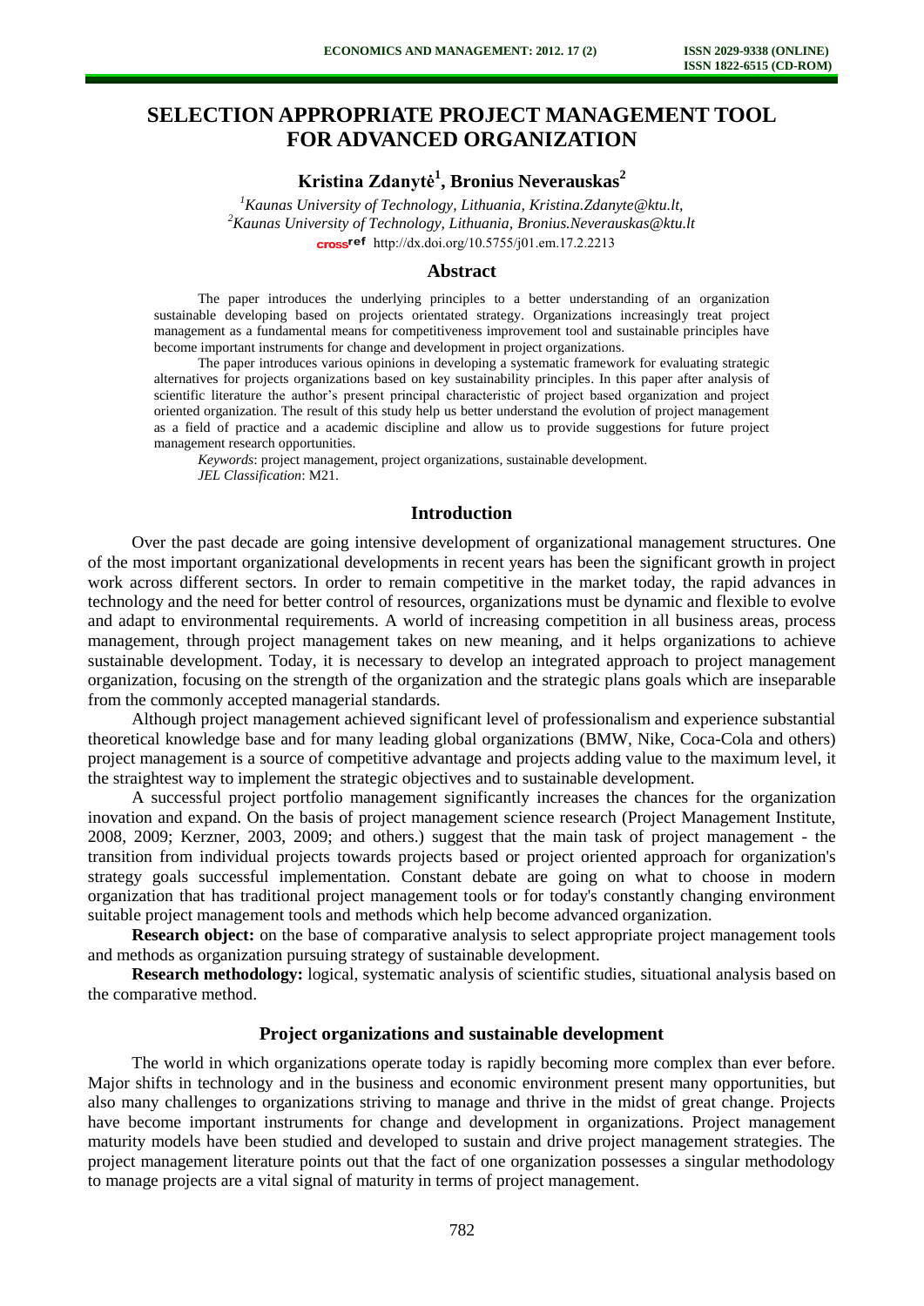# SELECTION APPROPRIATE PROJECT MANAGEMENT TOOL FOR ADVANCED ORGANIZATION

**Kristina Zdanytė[1], Bronius Neverauskas[2]**

*[1]Kaunas University of Technology, Lithuania, Kristina.Zdanyte@ktu.lt,*
*[2]Kaunas University of Technology, Lithuania, Bronius.Neverauskas@ktu.lt*

crossref http://dx.doi.org/10.5755/j01.em.17.2.2213

## Abstract

The paper introduces the underlying principles to a better understanding of an organization sustainable developing based on projects orientated strategy. Organizations increasingly treat project management as a fundamental means for competitiveness improvement tool and sustainable principles have become important instruments for change and development in project organizations.

The paper introduces various opinions in developing a systematic framework for evaluating strategic alternatives for projects organizations based on key sustainability principles. In this paper after analysis of scientific literature the author's present principal characteristic of project based organization and project oriented organization. The result of this study help us better understand the evolution of project management as a field of practice and a academic discipline and allow us to provide suggestions for future project management research opportunities.

*Keywords*: project management, project organizations, sustainable development.

*JEL Classification*: M21.

## Introduction

Over the past decade are going intensive development of organizational management structures. One of the most important organizational developments in recent years has been the significant growth in project work across different sectors. In order to remain competitive in the market today, the rapid advances in technology and the need for better control of resources, organizations must be dynamic and flexible to evolve and adapt to environmental requirements. A world of increasing competition in all business areas, process management, through project management takes on new meaning, and it helps organizations to achieve sustainable development. Today, it is necessary to develop an integrated approach to project management organization, focusing on the strength of the organization and the strategic plans goals which are inseparable from the commonly accepted managerial standards.

Although project management achieved significant level of professionalism and experience substantial theoretical knowledge base and for many leading global organizations (BMW, Nike, Coca-Cola and others) project management is a source of competitive advantage and projects adding value to the maximum level, it the straightest way to implement the strategic objectives and to sustainable development.

A successful project portfolio management significantly increases the chances for the organization inovation and expand. On the basis of project management science research (Project Management Institute, 2008, 2009; Kerzner, 2003, 2009; and others.) suggest that the main task of project management - the transition from individual projects towards projects based or project oriented approach for organization's strategy goals successful implementation. Constant debate are going on what to choose in modern organization that has traditional project management tools or for today's constantly changing environment suitable project management tools and methods which help become advanced organization.

**Research object:** on the base of comparative analysis to select appropriate project management tools and methods as organization pursuing strategy of sustainable development.

**Research methodology:** logical, systematic analysis of scientific studies, situational analysis based on the comparative method.

## Project organizations and sustainable development

The world in which organizations operate today is rapidly becoming more complex than ever before. Major shifts in technology and in the business and economic environment present many opportunities, but also many challenges to organizations striving to manage and thrive in the midst of great change. Projects have become important instruments for change and development in organizations. Project management maturity models have been studied and developed to sustain and drive project management strategies. The project management literature points out that the fact of one organization possesses a singular methodology to manage projects are a vital signal of maturity in terms of project management.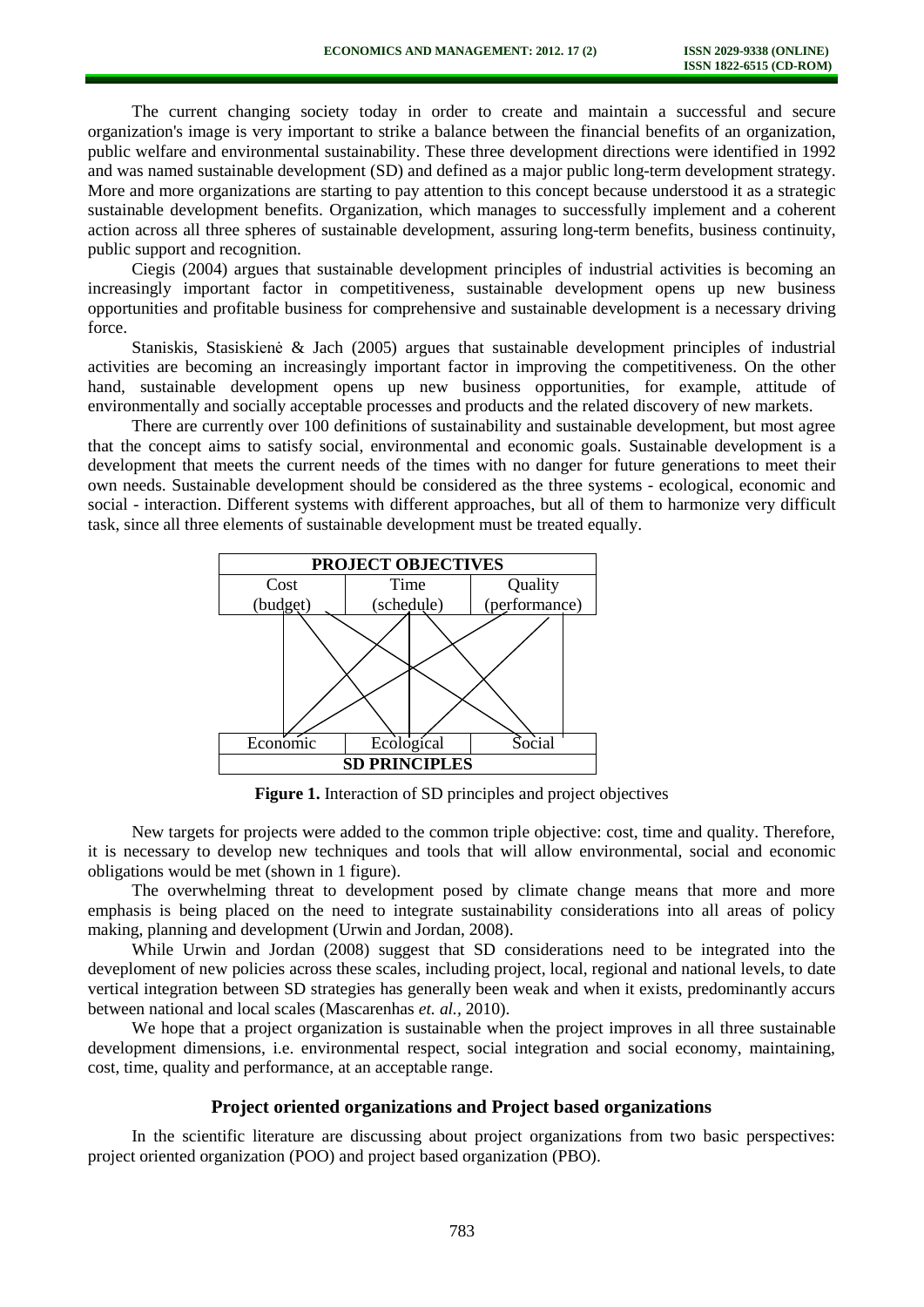The current changing society today in order to create and maintain a successful and secure organization's image is very important to strike a balance between the financial benefits of an organization, public welfare and environmental sustainability. These three development directions were identified in 1992 and was named sustainable development (SD) and defined as a major public long-term development strategy. More and more organizations are starting to pay attention to this concept because understood it as a strategic sustainable development benefits. Organization, which manages to successfully implement and a coherent action across all three spheres of sustainable development, assuring long-term benefits, business continuity, public support and recognition.

Ciegis (2004) argues that sustainable development principles of industrial activities is becoming an increasingly important factor in competitiveness, sustainable development opens up new business opportunities and profitable business for comprehensive and sustainable development is a necessary driving force.

Staniskis, Stasiskienė & Jach (2005) argues that sustainable development principles of industrial activities are becoming an increasingly important factor in improving the competitiveness. On the other hand, sustainable development opens up new business opportunities, for example, attitude of environmentally and socially acceptable processes and products and the related discovery of new markets.

There are currently over 100 definitions of sustainability and sustainable development, but most agree that the concept aims to satisfy social, environmental and economic goals. Sustainable development is a development that meets the current needs of the times with no danger for future generations to meet their own needs. Sustainable development should be considered as the three systems - ecological, economic and social - interaction. Different systems with different approaches, but all of them to harmonize very difficult task, since all three elements of sustainable development must be treated equally.

| PROJECT OBJECTIVES | | |
|---|---|---|
| Cost (budget) | Time (schedule) | Quality (performance) |
| Economic | Ecological | Social |
| SD PRINCIPLES | | |

**Figure 1.** Interaction of SD principles and project objectives

New targets for projects were added to the common triple objective: cost, time and quality. Therefore, it is necessary to develop new techniques and tools that will allow environmental, social and economic obligations would be met (shown in 1 figure).

The overwhelming threat to development posed by climate change means that more and more emphasis is being placed on the need to integrate sustainability considerations into all areas of policy making, planning and development (Urwin and Jordan, 2008).

While Urwin and Jordan (2008) suggest that SD considerations need to be integrated into the deveploment of new policies across these scales, including project, local, regional and national levels, to date vertical integration between SD strategies has generally been weak and when it exists, predominantly accurs between national and local scales (Mascarenhas *et. al.,* 2010).

We hope that a project organization is sustainable when the project improves in all three sustainable development dimensions, i.e. environmental respect, social integration and social economy, maintaining, cost, time, quality and performance, at an acceptable range.

## Project oriented organizations and Project based organizations

In the scientific literature are discussing about project organizations from two basic perspectives: project oriented organization (POO) and project based organization (PBO).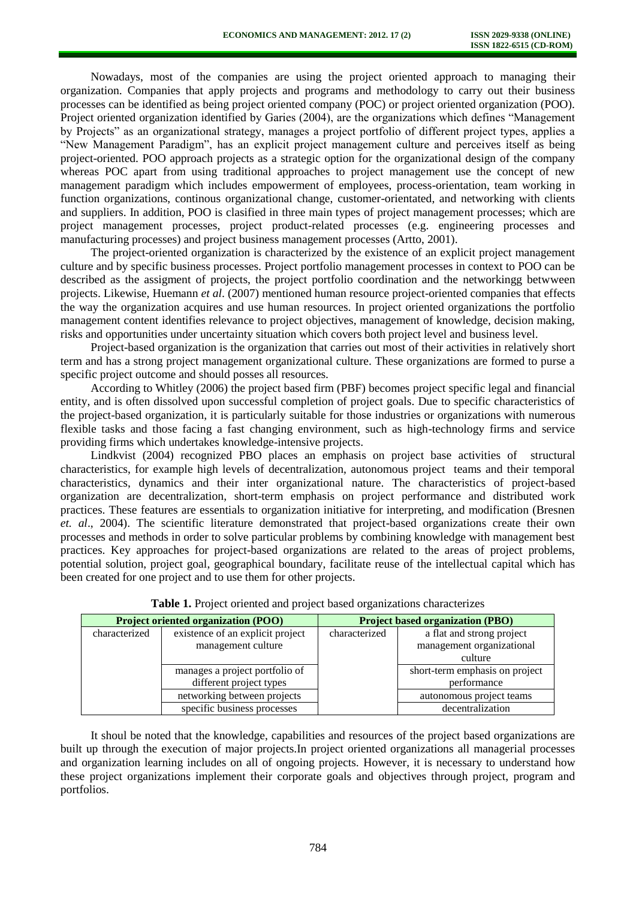Nowadays, most of the companies are using the project oriented approach to managing their organization. Companies that apply projects and programs and methodology to carry out their business processes can be identified as being project oriented company (POC) or project oriented organization (POO). Project oriented organization identified by Garies (2004), are the organizations which defines "Management by Projects" as an organizational strategy, manages a project portfolio of different project types, applies a "New Management Paradigm", has an explicit project management culture and perceives itself as being project-oriented. POO approach projects as a strategic option for the organizational design of the company whereas POC apart from using traditional approaches to project management use the concept of new management paradigm which includes empowerment of employees, process-orientation, team working in function organizations, continous organizational change, customer-orientated, and networking with clients and suppliers. In addition, POO is clasified in three main types of project management processes; which are project management processes, project product-related processes (e.g. engineering processes and manufacturing processes) and project business management processes (Artto, 2001).

The project-oriented organization is characterized by the existence of an explicit project management culture and by specific business processes. Project portfolio management processes in context to POO can be described as the assigment of projects, the project portfolio coordination and the networkingg betwween projects. Likewise, Huemann *et al*. (2007) mentioned human resource project-oriented companies that effects the way the organization acquires and use human resources. In project oriented organizations the portfolio management content identifies relevance to project objectives, management of knowledge, decision making, risks and opportunities under uncertainty situation which covers both project level and business level.

Project-based organization is the organization that carries out most of their activities in relatively short term and has a strong project management organizational culture. These organizations are formed to purse a specific project outcome and should posses all resources.

According to Whitley (2006) the project based firm (PBF) becomes project specific legal and financial entity, and is often dissolved upon successful completion of project goals. Due to specific characteristics of the project-based organization, it is particularly suitable for those industries or organizations with numerous flexible tasks and those facing a fast changing environment, such as high-technology firms and service providing firms which undertakes knowledge-intensive projects.

Lindkvist (2004) recognized PBO places an emphasis on project base activities of structural characteristics, for example high levels of decentralization, autonomous project teams and their temporal characteristics, dynamics and their inter organizational nature. The characteristics of project-based organization are decentralization, short-term emphasis on project performance and distributed work practices. These features are essentials to organization initiative for interpreting, and modification (Bresnen *et. al*., 2004). The scientific literature demonstrated that project-based organizations create their own processes and methods in order to solve particular problems by combining knowledge with management best practices. Key approaches for project-based organizations are related to the areas of project problems, potential solution, project goal, geographical boundary, facilitate reuse of the intellectual capital which has been created for one project and to use them for other projects.

**Table 1.** Project oriented and project based organizations characterizes

| **Project oriented organization (POO)** | | **Project based organization (PBO)** | |
|---|---|---|---|
| characterized | existence of an explicit project management culture | characterized | a flat and strong project management organizational culture |
| | manages a project portfolio of different project types | | short-term emphasis on project performance |
| | networking between projects | | autonomous project teams |
| | specific business processes | | decentralization |

It shoul be noted that the knowledge, capabilities and resources of the project based organizations are built up through the execution of major projects.In project oriented organizations all managerial processes and organization learning includes on all of ongoing projects. However, it is necessary to understand how these project organizations implement their corporate goals and objectives through project, program and portfolios.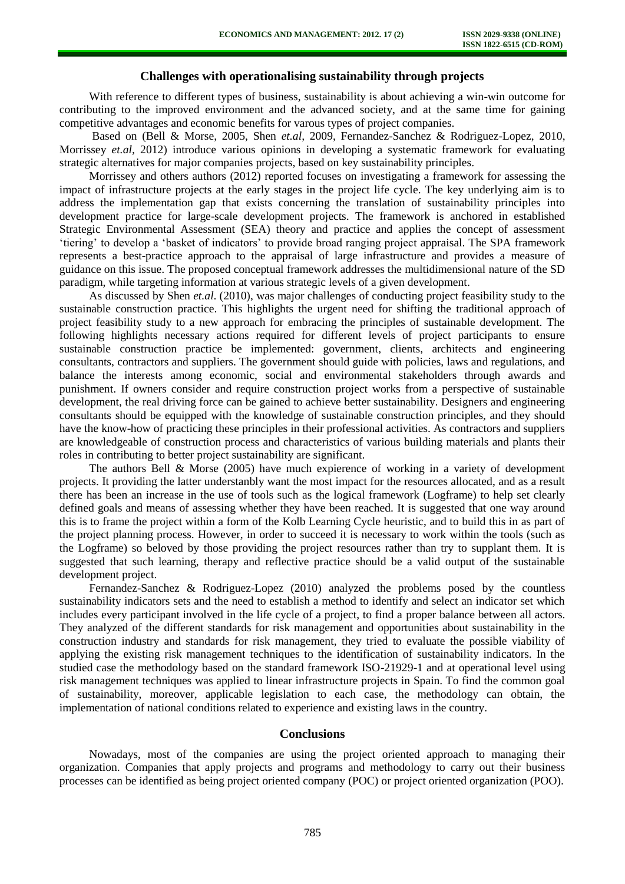## Challenges with operationalising sustainability through projects

With reference to different types of business, sustainability is about achieving a win-win outcome for contributing to the improved environment and the advanced society, and at the same time for gaining competitive advantages and economic benefits for varous types of project companies.

Based on (Bell & Morse, 2005, Shen *et.al*, 2009, Fernandez-Sanchez & Rodriguez-Lopez, 2010, Morrissey *et.al*, 2012) introduce various opinions in developing a systematic framework for evaluating strategic alternatives for major companies projects, based on key sustainability principles.

Morrissey and others authors (2012) reported focuses on investigating a framework for assessing the impact of infrastructure projects at the early stages in the project life cycle. The key underlying aim is to address the implementation gap that exists concerning the translation of sustainability principles into development practice for large-scale development projects. The framework is anchored in established Strategic Environmental Assessment (SEA) theory and practice and applies the concept of assessment 'tiering' to develop a 'basket of indicators' to provide broad ranging project appraisal. The SPA framework represents a best-practice approach to the appraisal of large infrastructure and provides a measure of guidance on this issue. The proposed conceptual framework addresses the multidimensional nature of the SD paradigm, while targeting information at various strategic levels of a given development.

As discussed by Shen *et.al.* (2010), was major challenges of conducting project feasibility study to the sustainable construction practice. This highlights the urgent need for shifting the traditional approach of project feasibility study to a new approach for embracing the principles of sustainable development. The following highlights necessary actions required for different levels of project participants to ensure sustainable construction practice be implemented: government, clients, architects and engineering consultants, contractors and suppliers. The government should guide with policies, laws and regulations, and balance the interests among economic, social and environmental stakeholders through awards and punishment. If owners consider and require construction project works from a perspective of sustainable development, the real driving force can be gained to achieve better sustainability. Designers and engineering consultants should be equipped with the knowledge of sustainable construction principles, and they should have the know-how of practicing these principles in their professional activities. As contractors and suppliers are knowledgeable of construction process and characteristics of various building materials and plants their roles in contributing to better project sustainability are significant.

The authors Bell & Morse (2005) have much expierence of working in a variety of development projects. It providing the latter understanbly want the most impact for the resources allocated, and as a result there has been an increase in the use of tools such as the logical framework (Logframe) to help set clearly defined goals and means of assessing whether they have been reached. It is suggested that one way around this is to frame the project within a form of the Kolb Learning Cycle heuristic, and to build this in as part of the project planning process. However, in order to succeed it is necessary to work within the tools (such as the Logframe) so beloved by those providing the project resources rather than try to supplant them. It is suggested that such learning, therapy and reflective practice should be a valid output of the sustainable development project.

Fernandez-Sanchez & Rodriguez-Lopez (2010) analyzed the problems posed by the countless sustainability indicators sets and the need to establish a method to identify and select an indicator set which includes every participant involved in the life cycle of a project, to find a proper balance between all actors. They analyzed of the different standards for risk management and opportunities about sustainability in the construction industry and standards for risk management, they tried to evaluate the possible viability of applying the existing risk management techniques to the identification of sustainability indicators. In the studied case the methodology based on the standard framework ISO-21929-1 and at operational level using risk management techniques was applied to linear infrastructure projects in Spain. To find the common goal of sustainability, moreover, applicable legislation to each case, the methodology can obtain, the implementation of national conditions related to experience and existing laws in the country.

## Conclusions

Nowadays, most of the companies are using the project oriented approach to managing their organization. Companies that apply projects and programs and methodology to carry out their business processes can be identified as being project oriented company (POC) or project oriented organization (POO).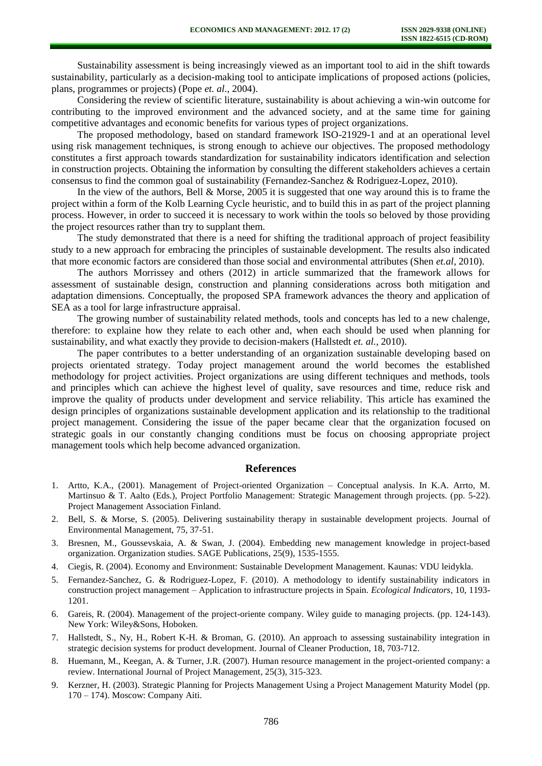Sustainability assessment is being increasingly viewed as an important tool to aid in the shift towards sustainability, particularly as a decision-making tool to anticipate implications of proposed actions (policies, plans, programmes or projects) (Pope *et. al*., 2004).

Considering the review of scientific literature, sustainability is about achieving a win-win outcome for contributing to the improved environment and the advanced society, and at the same time for gaining competitive advantages and economic benefits for various types of project organizations.

The proposed methodology, based on standard framework ISO-21929-1 and at an operational level using risk management techniques, is strong enough to achieve our objectives. The proposed methodology constitutes a first approach towards standardization for sustainability indicators identification and selection in construction projects. Obtaining the information by consulting the different stakeholders achieves a certain consensus to find the common goal of sustainability (Fernandez-Sanchez & Rodriguez-Lopez, 2010).

In the view of the authors, Bell & Morse, 2005 it is suggested that one way around this is to frame the project within a form of the Kolb Learning Cycle heuristic, and to build this in as part of the project planning process. However, in order to succeed it is necessary to work within the tools so beloved by those providing the project resources rather than try to supplant them.

The study demonstrated that there is a need for shifting the traditional approach of project feasibility study to a new approach for embracing the principles of sustainable development. The results also indicated that more economic factors are considered than those social and environmental attributes (Shen *et.al*, 2010).

The authors Morrissey and others (2012) in article summarized that the framework allows for assessment of sustainable design, construction and planning considerations across both mitigation and adaptation dimensions. Conceptually, the proposed SPA framework advances the theory and application of SEA as a tool for large infrastructure appraisal.

The growing number of sustainability related methods, tools and concepts has led to a new chalenge, therefore: to explaine how they relate to each other and, when each should be used when planning for sustainability, and what exactly they provide to decision-makers (Hallstedt *et. al.*, 2010).

The paper contributes to a better understanding of an organization sustainable developing based on projects orientated strategy. Today project management around the world becomes the established methodology for project activities. Project organizations are using different techniques and methods, tools and principles which can achieve the highest level of quality, save resources and time, reduce risk and improve the quality of products under development and service reliability. This article has examined the design principles of organizations sustainable development application and its relationship to the traditional project management. Considering the issue of the paper became clear that the organization focused on strategic goals in our constantly changing conditions must be focus on choosing appropriate project management tools which help become advanced organization.

## References

1. Artto, K.A., (2001). Management of Project-oriented Organization – Conceptual analysis. In K.A. Arrto, M. Martinsuo & T. Aalto (Eds.), Project Portfolio Management: Strategic Management through projects. (pp. 5-22). Project Management Association Finland.
2. Bell, S. & Morse, S. (2005). Delivering sustainability therapy in sustainable development projects. Journal of Environmental Management, 75, 37-51.
3. Bresnen, M., Goussevskaia, A. & Swan, J. (2004). Embedding new management knowledge in project-based organization. Organization studies. SAGE Publications, 25(9), 1535-1555.
4. Ciegis, R. (2004). Economy and Environment: Sustainable Development Management. Kaunas: VDU leidykla.
5. Fernandez-Sanchez, G. & Rodriguez-Lopez, F. (2010). A methodology to identify sustainability indicators in construction project management – Application to infrastructure projects in Spain. *Ecological Indicators*, 10, 1193-1201.
6. Gareis, R. (2004). Management of the project-oriente company. Wiley guide to managing projects. (pp. 124-143). New York: Wiley&Sons, Hoboken.
7. Hallstedt, S., Ny, H., Robert K-H. & Broman, G. (2010). An approach to assessing sustainability integration in strategic decision systems for product development. Journal of Cleaner Production, 18, 703-712.
8. Huemann, M., Keegan, A. & Turner, J.R. (2007). Human resource management in the project-oriented company: a review. International Journal of Project Management, 25(3), 315-323.
9. Kerzner, H. (2003). Strategic Planning for Projects Management Using a Project Management Maturity Model (pp. 170 – 174). Moscow: Company Aiti.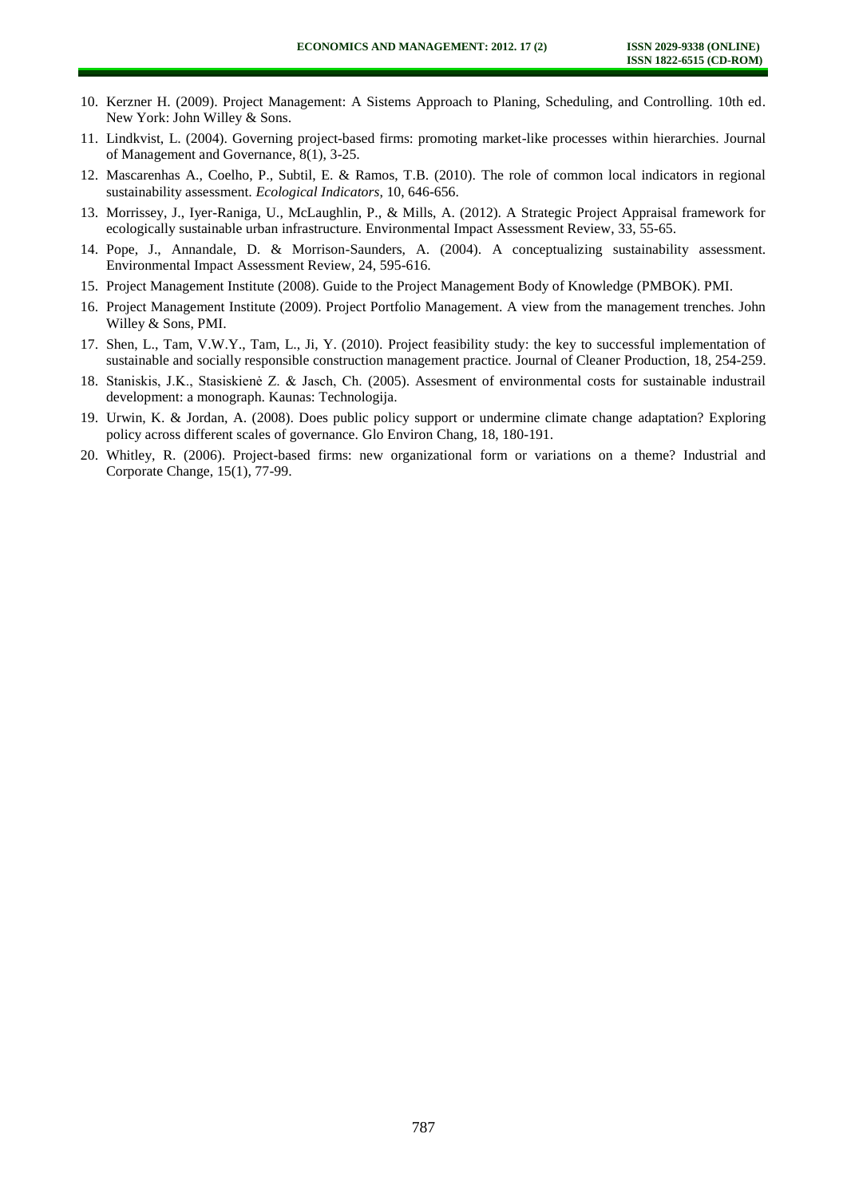10. Kerzner H. (2009). Project Management: A Sistems Approach to Planing, Scheduling, and Controlling. 10th ed. New York: John Willey & Sons.
11. Lindkvist, L. (2004). Governing project-based firms: promoting market-like processes within hierarchies. Journal of Management and Governance, 8(1), 3-25.
12. Mascarenhas A., Coelho, P., Subtil, E. & Ramos, T.B. (2010). The role of common local indicators in regional sustainability assessment. *Ecological Indicators*, 10, 646-656.
13. Morrissey, J., Iyer-Raniga, U., McLaughlin, P., & Mills, A. (2012). A Strategic Project Appraisal framework for ecologically sustainable urban infrastructure. Environmental Impact Assessment Review, 33, 55-65.
14. Pope, J., Annandale, D. & Morrison-Saunders, A. (2004). A conceptualizing sustainability assessment. Environmental Impact Assessment Review, 24, 595-616.
15. Project Management Institute (2008). Guide to the Project Management Body of Knowledge (PMBOK). PMI.
16. Project Management Institute (2009). Project Portfolio Management. A view from the management trenches. John Willey & Sons, PMI.
17. Shen, L., Tam, V.W.Y., Tam, L., Ji, Y. (2010). Project feasibility study: the key to successful implementation of sustainable and socially responsible construction management practice. Journal of Cleaner Production, 18, 254-259.
18. Staniskis, J.K., Stasiskienė Z. & Jasch, Ch. (2005). Assesment of environmental costs for sustainable industrail development: a monograph. Kaunas: Technologija.
19. Urwin, K. & Jordan, A. (2008). Does public policy support or undermine climate change adaptation? Exploring policy across different scales of governance. Glo Environ Chang, 18, 180-191.
20. Whitley, R. (2006). Project-based firms: new organizational form or variations on a theme? Industrial and Corporate Change, 15(1), 77-99.